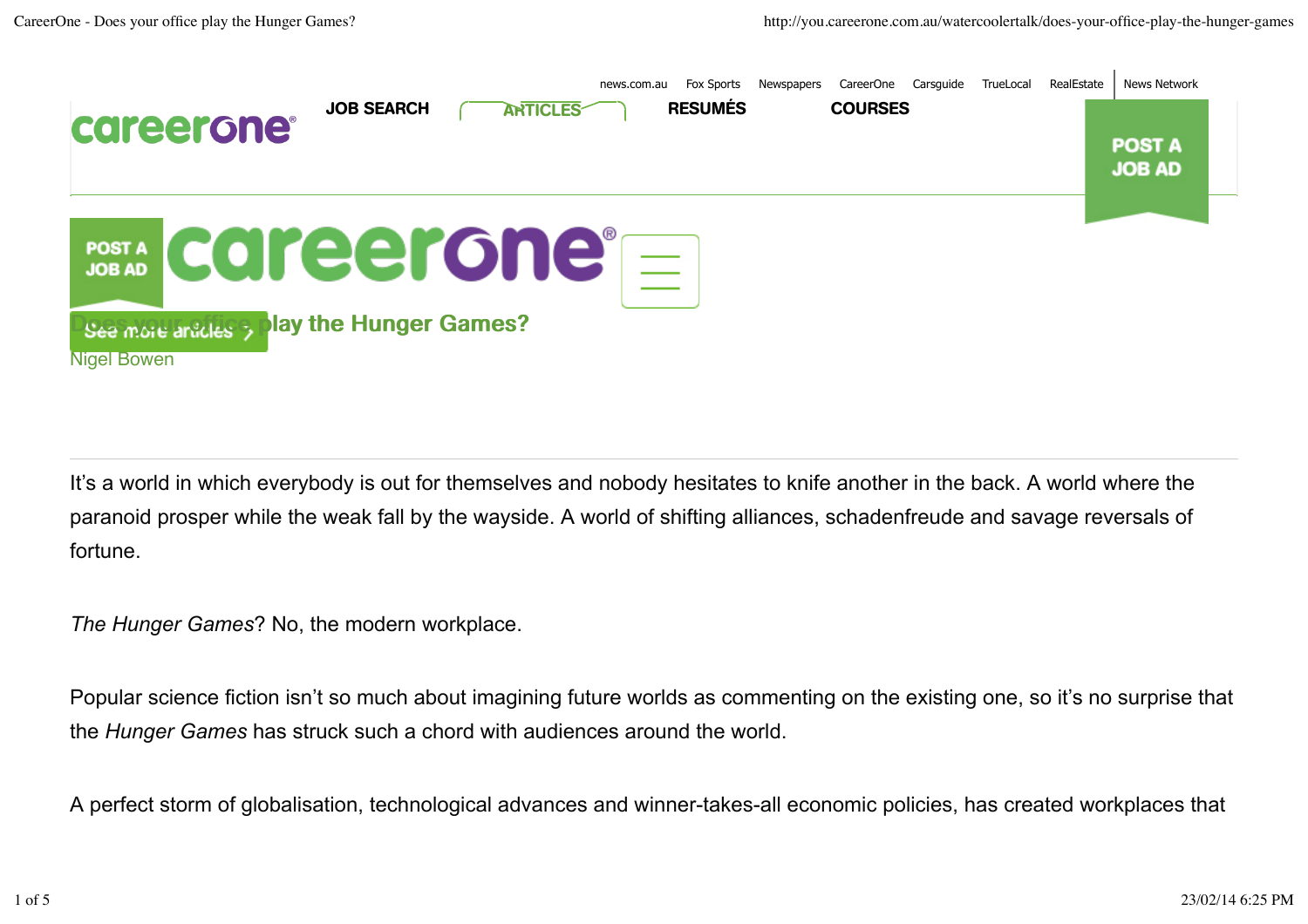news.com.au Fox Sports Newspapers CareerOne Carsguide TrueLocal RealEstate News Network

JOB SEARCH ARTICLES RESUMÉS COURSES

POST A JOB AD

POST A JOB AD

See more articles

# Does your office play the Hunger Games?

Nigel Bowen

It's a world in which everybody is out for themselves and nobody hesitates to knife another in the back. A world where the paranoid prosper while the weak fall by the wayside. A world of shifting alliances, schadenfreude and savage reversals of fortune.

*The Hunger Games*? No, the modern workplace.

Popular science fiction isn't so much about imagining future worlds as commenting on the existing one, so it's no surprise that the *Hunger Games* has struck such a chord with audiences around the world.

A perfect storm of globalisation, technological advances and winner-takes-all economic policies, has created workplaces that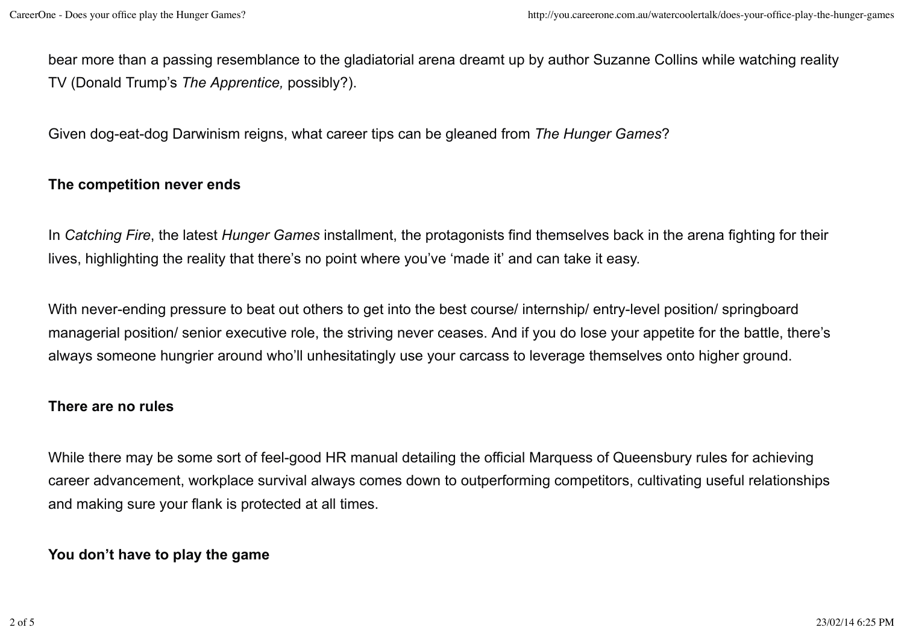bear more than a passing resemblance to the gladiatorial arena dreamt up by author Suzanne Collins while watching reality TV (Donald Trump's *The Apprentice,* possibly?).

Given dog-eat-dog Darwinism reigns, what career tips can be gleaned from *The Hunger Games*?

**The competition never ends**

In *Catching Fire*, the latest *Hunger Games* installment, the protagonists find themselves back in the arena fighting for their lives, highlighting the reality that there's no point where you've 'made it' and can take it easy.

With never-ending pressure to beat out others to get into the best course/ internship/ entry-level position/ springboard managerial position/ senior executive role, the striving never ceases. And if you do lose your appetite for the battle, there's always someone hungrier around who'll unhesitatingly use your carcass to leverage themselves onto higher ground.

**There are no rules**

While there may be some sort of feel-good HR manual detailing the official Marquess of Queensbury rules for achieving career advancement, workplace survival always comes down to outperforming competitors, cultivating useful relationships and making sure your flank is protected at all times.

**You don't have to play the game**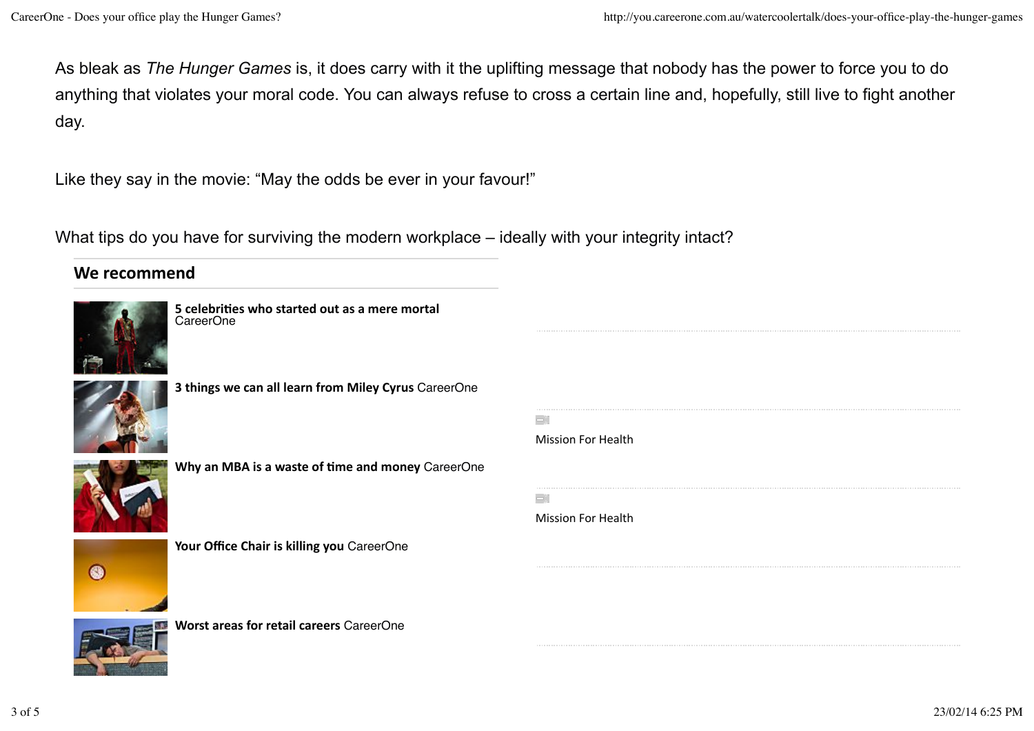As bleak as *The Hunger Games* is, it does carry with it the uplifting message that nobody has the power to force you to do anything that violates your moral code. You can always refuse to cross a certain line and, hopefully, still live to fight another day.

Like they say in the movie: “May the odds be ever in your favour!”

What tips do you have for surviving the modern workplace – ideally with your integrity intact?

## We recommend

**5 celebrities who started out as a mere mortal** CareerOne

**3 things we can all learn from Miley Cyrus** CareerOne

**Why an MBA is a waste of time and money** CareerOne

**Your Office Chair is killing you** CareerOne

**Worst areas for retail careers** CareerOne

Mission For Health

Mission For Health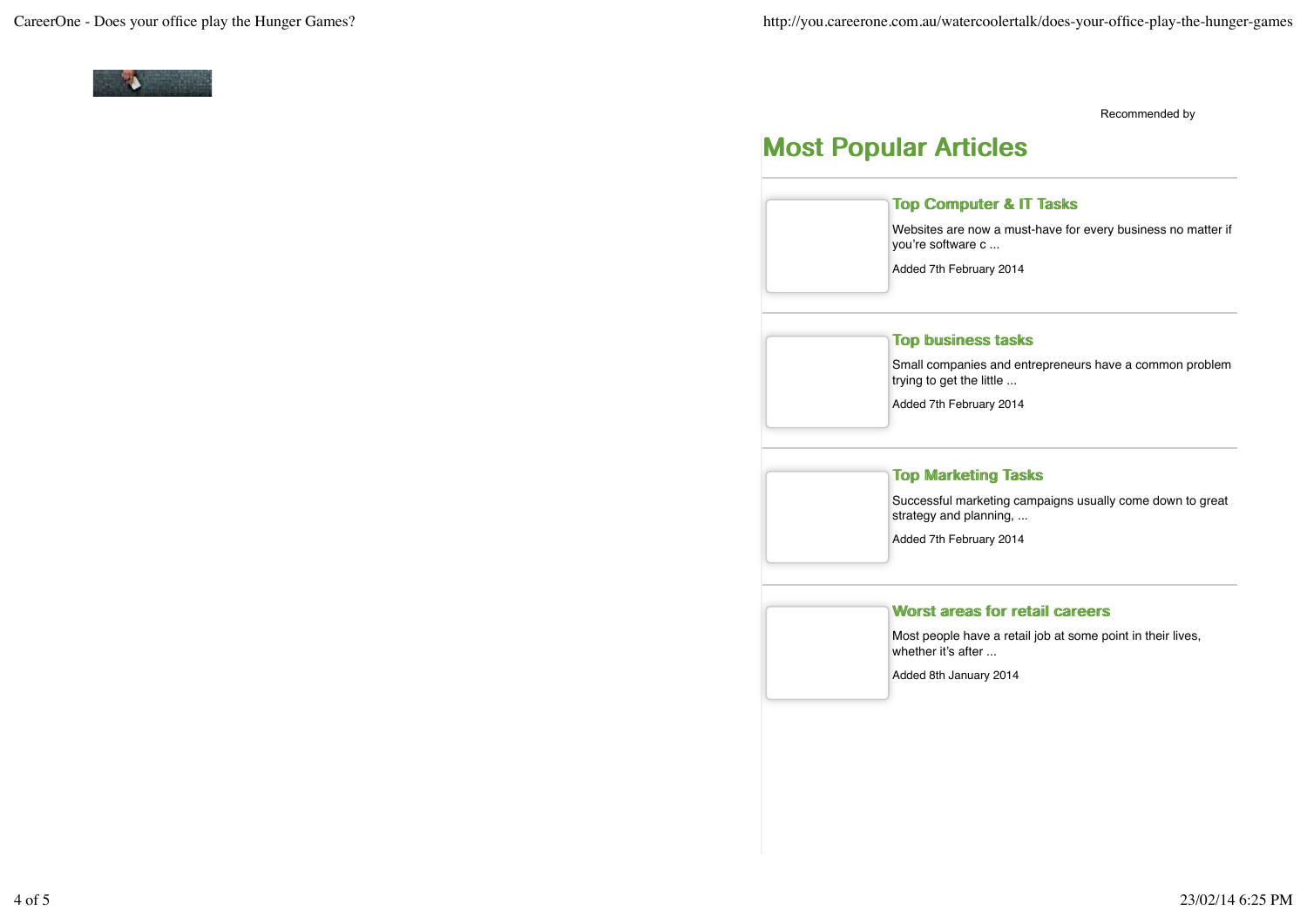Recommended by

## Most Popular Articles

### Top Computer & IT Tasks

Websites are now a must-have for every business no matter if you're software c ...

Added 7th February 2014

### Top business tasks

Small companies and entrepreneurs have a common problem trying to get the little ...

Added 7th February 2014

### Top Marketing Tasks

Successful marketing campaigns usually come down to great strategy and planning, ...

Added 7th February 2014

### Worst areas for retail careers

Most people have a retail job at some point in their lives, whether it's after ...

Added 8th January 2014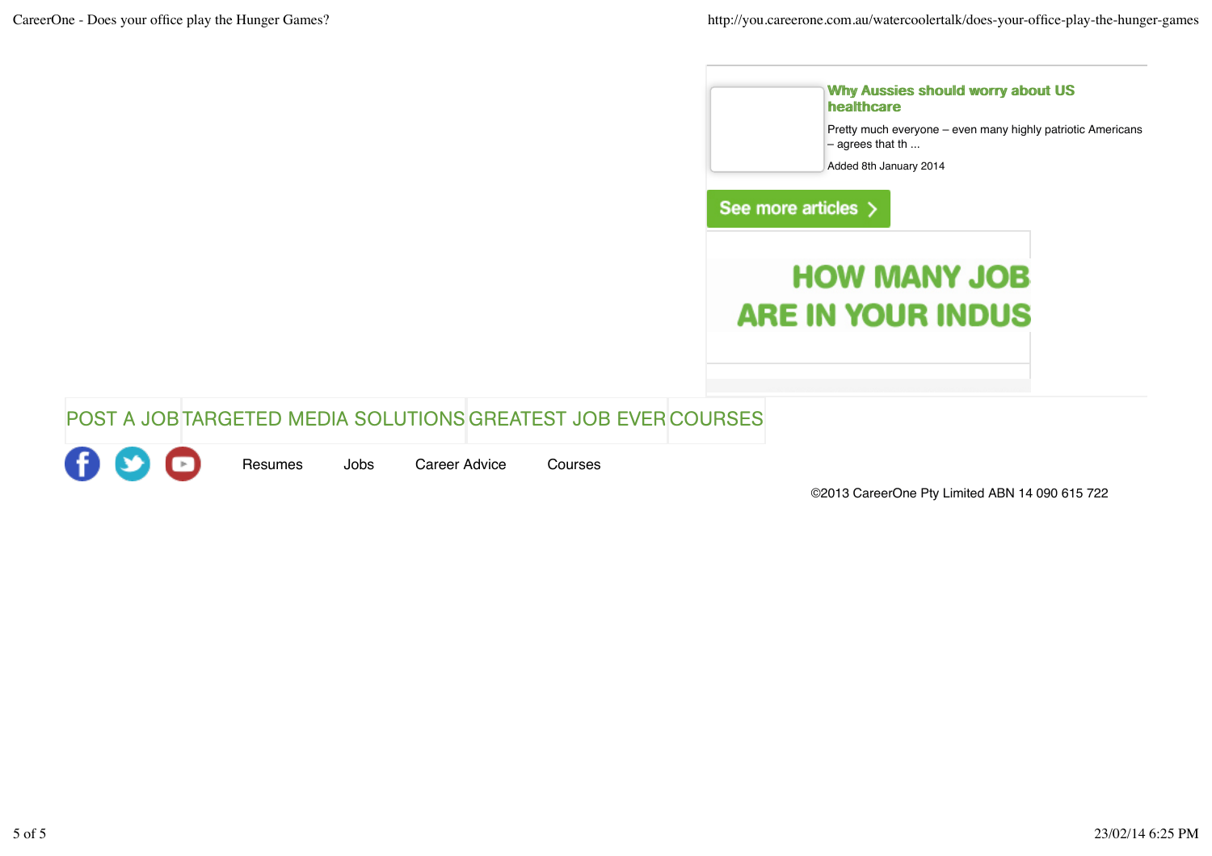### Why Aussies should worry about US healthcare

Pretty much everyone – even many highly patriotic Americans – agrees that th ...

Added 8th January 2014

See more articles

HOW MANY JOB
ARE IN YOUR INDUS

POST A JOB | TARGETED MEDIA SOLUTIONS | GREATEST JOB EVER | COURSES

Resumes Jobs Career Advice Courses

©2013 CareerOne Pty Limited ABN 14 090 615 722